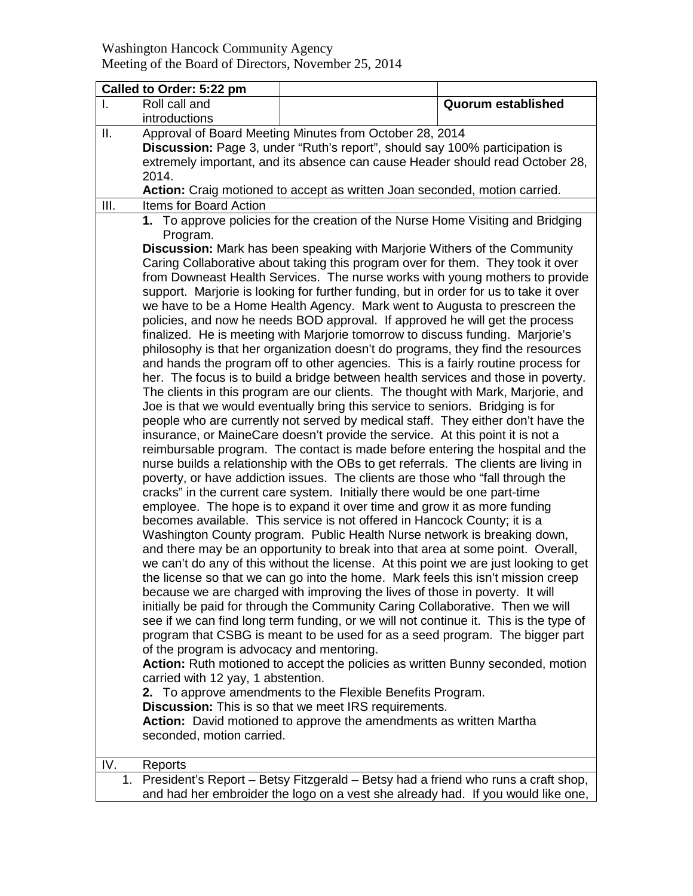Washington Hancock Community Agency
Meeting of the Board of Directors, November 25, 2014

| **Called to Order: 5:22 pm** | | | |
|---|---|---|---|
| I. | Roll call and introductions | | **Quorum established** |
| II. | Approval of Board Meeting Minutes from October 28, 2014<br>**Discussion:** Page 3, under "Ruth's report", should say 100% participation is extremely important, and its absence can cause Header should read October 28, 2014.<br>**Action:** Craig motioned to accept as written Joan seconded, motion carried. | | |
| III. | Items for Board Action | | |
| | **1.** To approve policies for the creation of the Nurse Home Visiting and Bridging Program.<br>**Discussion:** Mark has been speaking with Marjorie Withers of the Community Caring Collaborative about taking this program over for them. They took it over from Downeast Health Services. The nurse works with young mothers to provide support. Marjorie is looking for further funding, but in order for us to take it over we have to be a Home Health Agency. Mark went to Augusta to prescreen the policies, and now he needs BOD approval. If approved he will get the process finalized. He is meeting with Marjorie tomorrow to discuss funding. Marjorie's philosophy is that her organization doesn't do programs, they find the resources and hands the program off to other agencies. This is a fairly routine process for her. The focus is to build a bridge between health services and those in poverty. The clients in this program are our clients. The thought with Mark, Marjorie, and Joe is that we would eventually bring this service to seniors. Bridging is for people who are currently not served by medical staff. They either don't have the insurance, or MaineCare doesn't provide the service. At this point it is not a reimbursable program. The contact is made before entering the hospital and the nurse builds a relationship with the OBs to get referrals. The clients are living in poverty, or have addiction issues. The clients are those who "fall through the cracks" in the current care system. Initially there would be one part-time employee. The hope is to expand it over time and grow it as more funding becomes available. This service is not offered in Hancock County; it is a Washington County program. Public Health Nurse network is breaking down, and there may be an opportunity to break into that area at some point. Overall, we can't do any of this without the license. At this point we are just looking to get the license so that we can go into the home. Mark feels this isn't mission creep because we are charged with improving the lives of those in poverty. It will initially be paid for through the Community Caring Collaborative. Then we will see if we can find long term funding, or we will not continue it. This is the type of program that CSBG is meant to be used for as a seed program. The bigger part of the program is advocacy and mentoring.<br>**Action:** Ruth motioned to accept the policies as written Bunny seconded, motion carried with 12 yay, 1 abstention.<br>**2.** To approve amendments to the Flexible Benefits Program.<br>**Discussion:** This is so that we meet IRS requirements.<br>**Action:** David motioned to approve the amendments as written Martha seconded, motion carried. | | |
| IV. | Reports | | |
| 1. | President's Report – Betsy Fitzgerald – Betsy had a friend who runs a craft shop, and had her embroider the logo on a vest she already had. If you would like one, | | |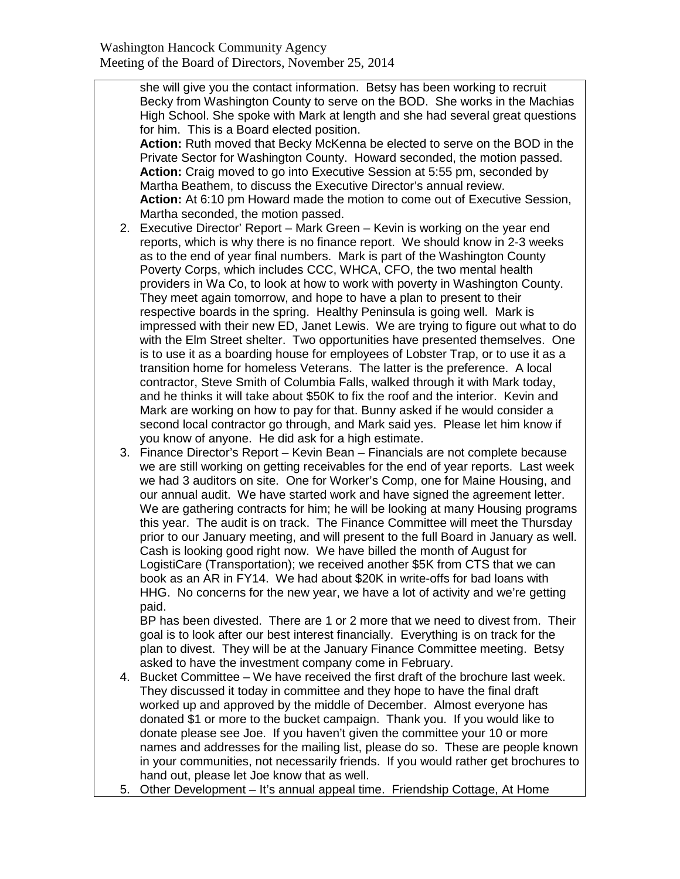she will give you the contact information. Betsy has been working to recruit Becky from Washington County to serve on the BOD. She works in the Machias High School. She spoke with Mark at length and she had several great questions for him. This is a Board elected position.

**Action:** Ruth moved that Becky McKenna be elected to serve on the BOD in the Private Sector for Washington County. Howard seconded, the motion passed.

**Action:** Craig moved to go into Executive Session at 5:55 pm, seconded by Martha Beathem, to discuss the Executive Director's annual review.

**Action:** At 6:10 pm Howard made the motion to come out of Executive Session, Martha seconded, the motion passed.

2. Executive Director' Report – Mark Green – Kevin is working on the year end reports, which is why there is no finance report. We should know in 2-3 weeks as to the end of year final numbers. Mark is part of the Washington County Poverty Corps, which includes CCC, WHCA, CFO, the two mental health providers in Wa Co, to look at how to work with poverty in Washington County. They meet again tomorrow, and hope to have a plan to present to their respective boards in the spring. Healthy Peninsula is going well. Mark is impressed with their new ED, Janet Lewis. We are trying to figure out what to do with the Elm Street shelter. Two opportunities have presented themselves. One is to use it as a boarding house for employees of Lobster Trap, or to use it as a transition home for homeless Veterans. The latter is the preference. A local contractor, Steve Smith of Columbia Falls, walked through it with Mark today, and he thinks it will take about $50K to fix the roof and the interior. Kevin and Mark are working on how to pay for that. Bunny asked if he would consider a second local contractor go through, and Mark said yes. Please let him know if you know of anyone. He did ask for a high estimate.

3. Finance Director's Report – Kevin Bean – Financials are not complete because we are still working on getting receivables for the end of year reports. Last week we had 3 auditors on site. One for Worker's Comp, one for Maine Housing, and our annual audit. We have started work and have signed the agreement letter. We are gathering contracts for him; he will be looking at many Housing programs this year. The audit is on track. The Finance Committee will meet the Thursday prior to our January meeting, and will present to the full Board in January as well. Cash is looking good right now. We have billed the month of August for LogistiCare (Transportation); we received another $5K from CTS that we can book as an AR in FY14. We had about $20K in write-offs for bad loans with HHG. No concerns for the new year, we have a lot of activity and we're getting paid.

   BP has been divested. There are 1 or 2 more that we need to divest from. Their goal is to look after our best interest financially. Everything is on track for the plan to divest. They will be at the January Finance Committee meeting. Betsy asked to have the investment company come in February.

4. Bucket Committee – We have received the first draft of the brochure last week. They discussed it today in committee and they hope to have the final draft worked up and approved by the middle of December. Almost everyone has donated $1 or more to the bucket campaign. Thank you. If you would like to donate please see Joe. If you haven't given the committee your 10 or more names and addresses for the mailing list, please do so. These are people known in your communities, not necessarily friends. If you would rather get brochures to hand out, please let Joe know that as well.

5. Other Development – It's annual appeal time. Friendship Cottage, At Home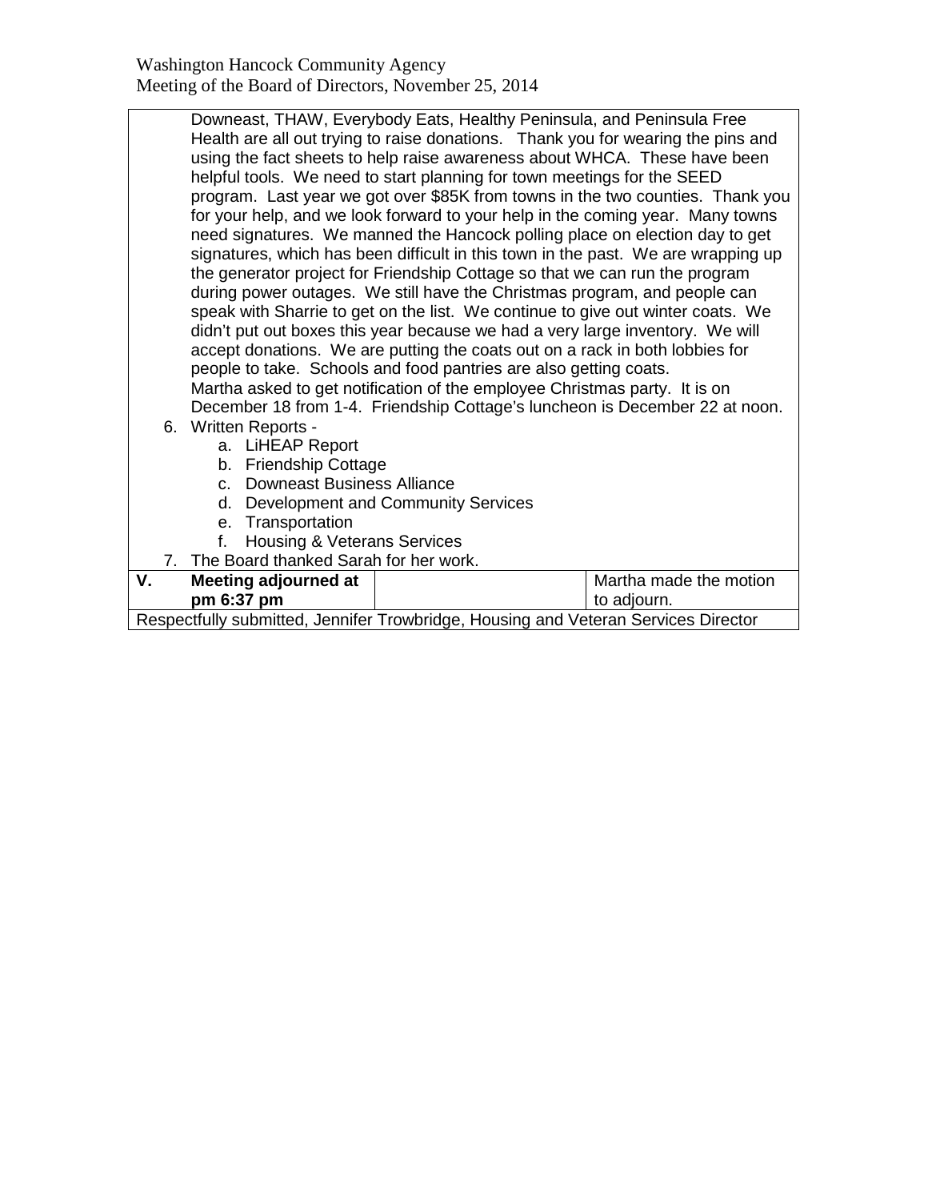Downeast, THAW, Everybody Eats, Healthy Peninsula, and Peninsula Free Health are all out trying to raise donations. Thank you for wearing the pins and using the fact sheets to help raise awareness about WHCA. These have been helpful tools. We need to start planning for town meetings for the SEED program. Last year we got over $85K from towns in the two counties. Thank you for your help, and we look forward to your help in the coming year. Many towns need signatures. We manned the Hancock polling place on election day to get signatures, which has been difficult in this town in the past. We are wrapping up the generator project for Friendship Cottage so that we can run the program during power outages. We still have the Christmas program, and people can speak with Sharrie to get on the list. We continue to give out winter coats. We didn't put out boxes this year because we had a very large inventory. We will accept donations. We are putting the coats out on a rack in both lobbies for people to take. Schools and food pantries are also getting coats.
Martha asked to get notification of the employee Christmas party. It is on December 18 from 1-4. Friendship Cottage's luncheon is December 22 at noon.

6. Written Reports -
    a. LiHEAP Report
    b. Friendship Cottage
    c. Downeast Business Alliance
    d. Development and Community Services
    e. Transportation
    f. Housing & Veterans Services
7. The Board thanked Sarah for her work.

| | | | |
|---|---|---|---|
| **V.** | **Meeting adjourned at pm 6:37 pm** | | Martha made the motion to adjourn. |

Respectfully submitted, Jennifer Trowbridge, Housing and Veteran Services Director